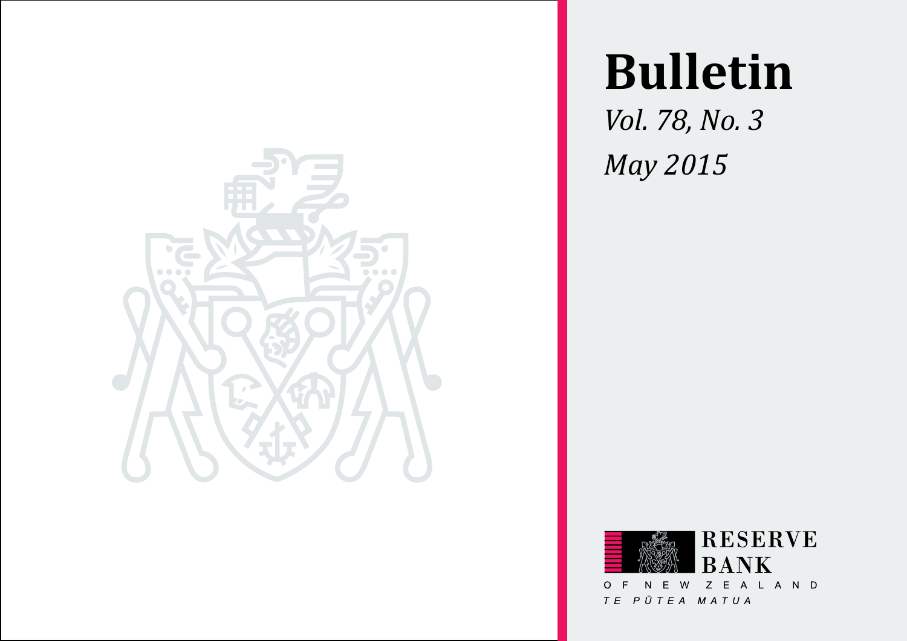# Bulletin

*Vol. 78, No. 3*

*May 2015*

RESERVE BANK

OF NEW ZEALAND

*TE PŪTEA MATUA*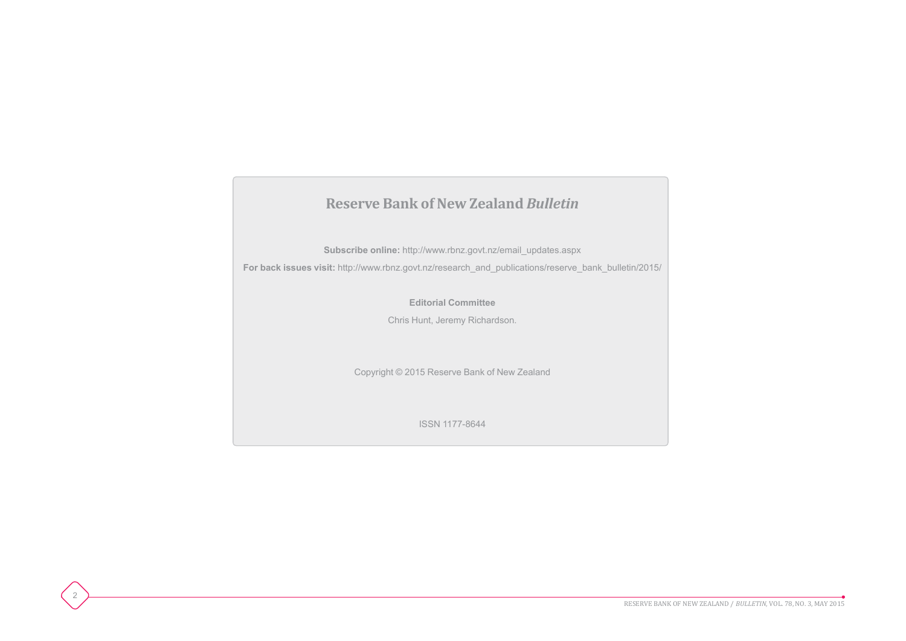# Reserve Bank of New Zealand *Bulletin*

**Subscribe online:** http://www.rbnz.govt.nz/email_updates.aspx

**For back issues visit:** http://www.rbnz.govt.nz/research_and_publications/reserve_bank_bulletin/2015/

**Editorial Committee**

Chris Hunt, Jeremy Richardson.

Copyright © 2015 Reserve Bank of New Zealand

ISSN 1177-8644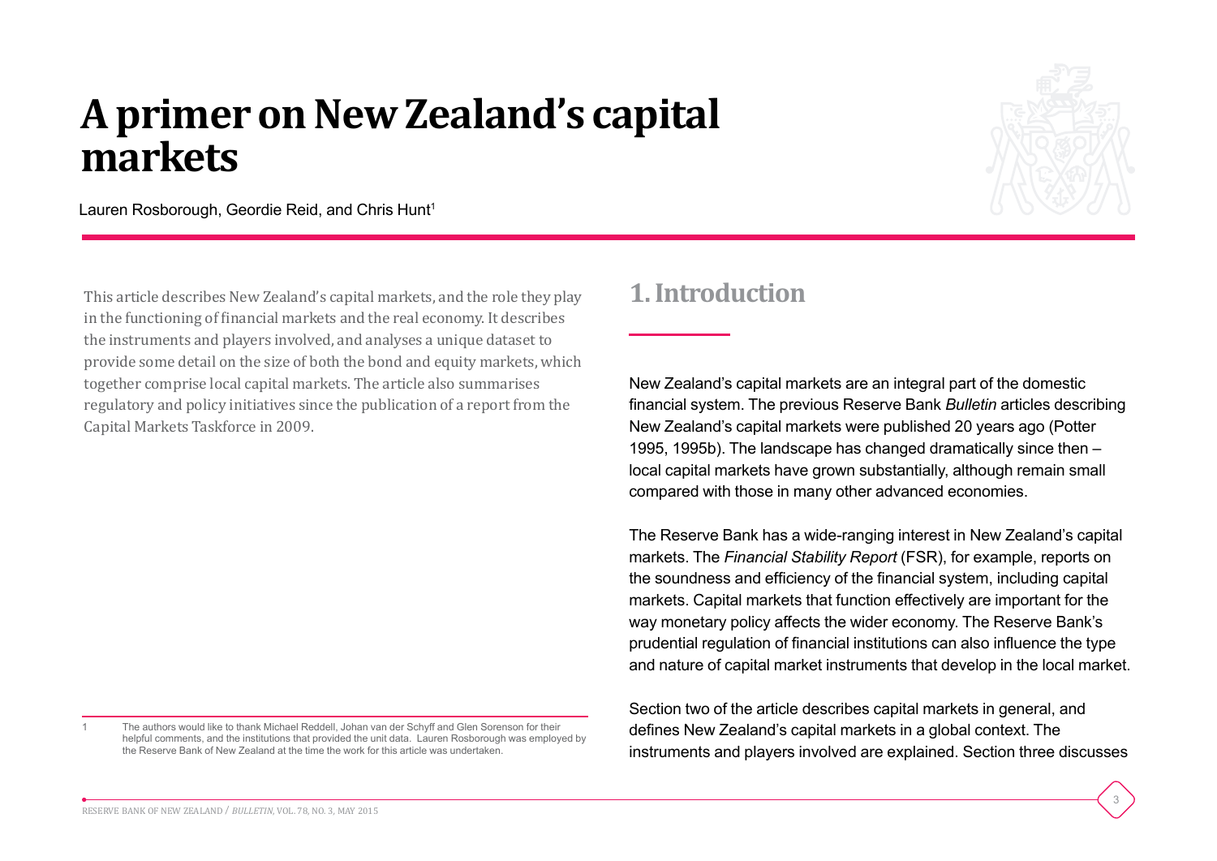# A primer on New Zealand's capital markets

Lauren Rosborough, Geordie Reid, and Chris Hunt[1]

This article describes New Zealand's capital markets, and the role they play in the functioning of financial markets and the real economy. It describes the instruments and players involved, and analyses a unique dataset to provide some detail on the size of both the bond and equity markets, which together comprise local capital markets. The article also summarises regulatory and policy initiatives since the publication of a report from the Capital Markets Taskforce in 2009.

## 1. Introduction

New Zealand's capital markets are an integral part of the domestic financial system. The previous Reserve Bank *Bulletin* articles describing New Zealand's capital markets were published 20 years ago (Potter 1995, 1995b). The landscape has changed dramatically since then – local capital markets have grown substantially, although remain small compared with those in many other advanced economies.

The Reserve Bank has a wide-ranging interest in New Zealand's capital markets. The *Financial Stability Report* (FSR), for example, reports on the soundness and efficiency of the financial system, including capital markets. Capital markets that function effectively are important for the way monetary policy affects the wider economy. The Reserve Bank's prudential regulation of financial institutions can also influence the type and nature of capital market instruments that develop in the local market.

Section two of the article describes capital markets in general, and defines New Zealand's capital markets in a global context. The instruments and players involved are explained. Section three discusses

[1] The authors would like to thank Michael Reddell, Johan van der Schyff and Glen Sorenson for their helpful comments, and the institutions that provided the unit data. Lauren Rosborough was employed by the Reserve Bank of New Zealand at the time the work for this article was undertaken.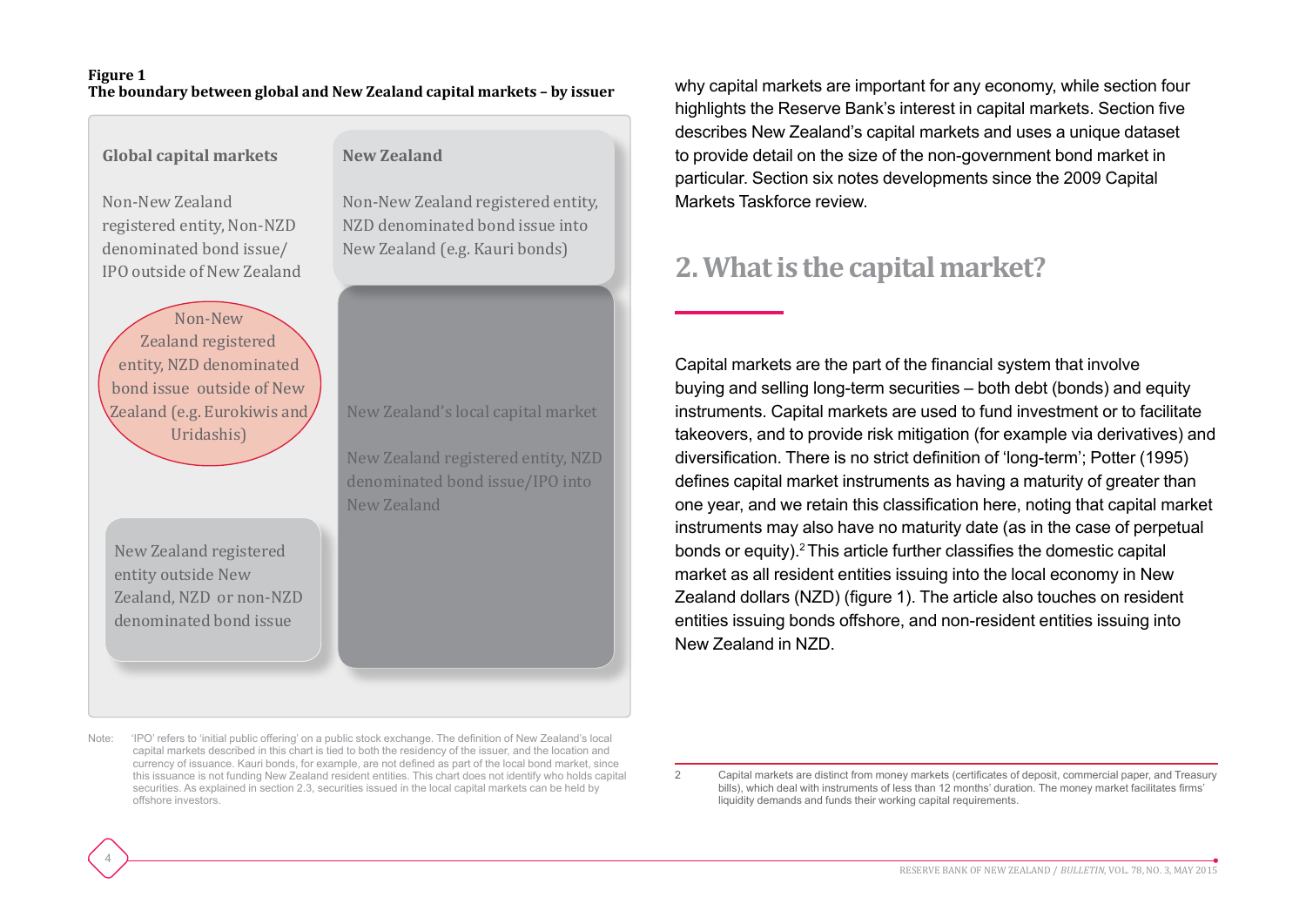**Figure 1**
**The boundary between global and New Zealand capital markets – by issuer**

**Global capital markets**

Non-New Zealand registered entity, Non-NZD denominated bond issue/ IPO outside of New Zealand

Non-New Zealand registered entity, NZD denominated bond issue outside of New Zealand (e.g. Eurokiwis and Uridashis)

New Zealand registered entity outside New Zealand, NZD or non-NZD denominated bond issue

**New Zealand**

Non-New Zealand registered entity, NZD denominated bond issue into New Zealand (e.g. Kauri bonds)

New Zealand's local capital market

New Zealand registered entity, NZD denominated bond issue/IPO into New Zealand

Note: 'IPO' refers to 'initial public offering' on a public stock exchange. The definition of New Zealand's local capital markets described in this chart is tied to both the residency of the issuer, and the location and currency of issuance. Kauri bonds, for example, are not defined as part of the local bond market, since this issuance is not funding New Zealand resident entities. This chart does not identify who holds capital securities. As explained in section 2.3, securities issued in the local capital markets can be held by offshore investors.

why capital markets are important for any economy, while section four highlights the Reserve Bank's interest in capital markets. Section five describes New Zealand's capital markets and uses a unique dataset to provide detail on the size of the non-government bond market in particular. Section six notes developments since the 2009 Capital Markets Taskforce review.

## 2. What is the capital market?

Capital markets are the part of the financial system that involve buying and selling long-term securities – both debt (bonds) and equity instruments. Capital markets are used to fund investment or to facilitate takeovers, and to provide risk mitigation (for example via derivatives) and diversification. There is no strict definition of 'long-term'; Potter (1995) defines capital market instruments as having a maturity of greater than one year, and we retain this classification here, noting that capital market instruments may also have no maturity date (as in the case of perpetual bonds or equity).[2] This article further classifies the domestic capital market as all resident entities issuing into the local economy in New Zealand dollars (NZD) (figure 1). The article also touches on resident entities issuing bonds offshore, and non-resident entities issuing into New Zealand in NZD.

2 Capital markets are distinct from money markets (certificates of deposit, commercial paper, and Treasury bills), which deal with instruments of less than 12 months' duration. The money market facilitates firms' liquidity demands and funds their working capital requirements.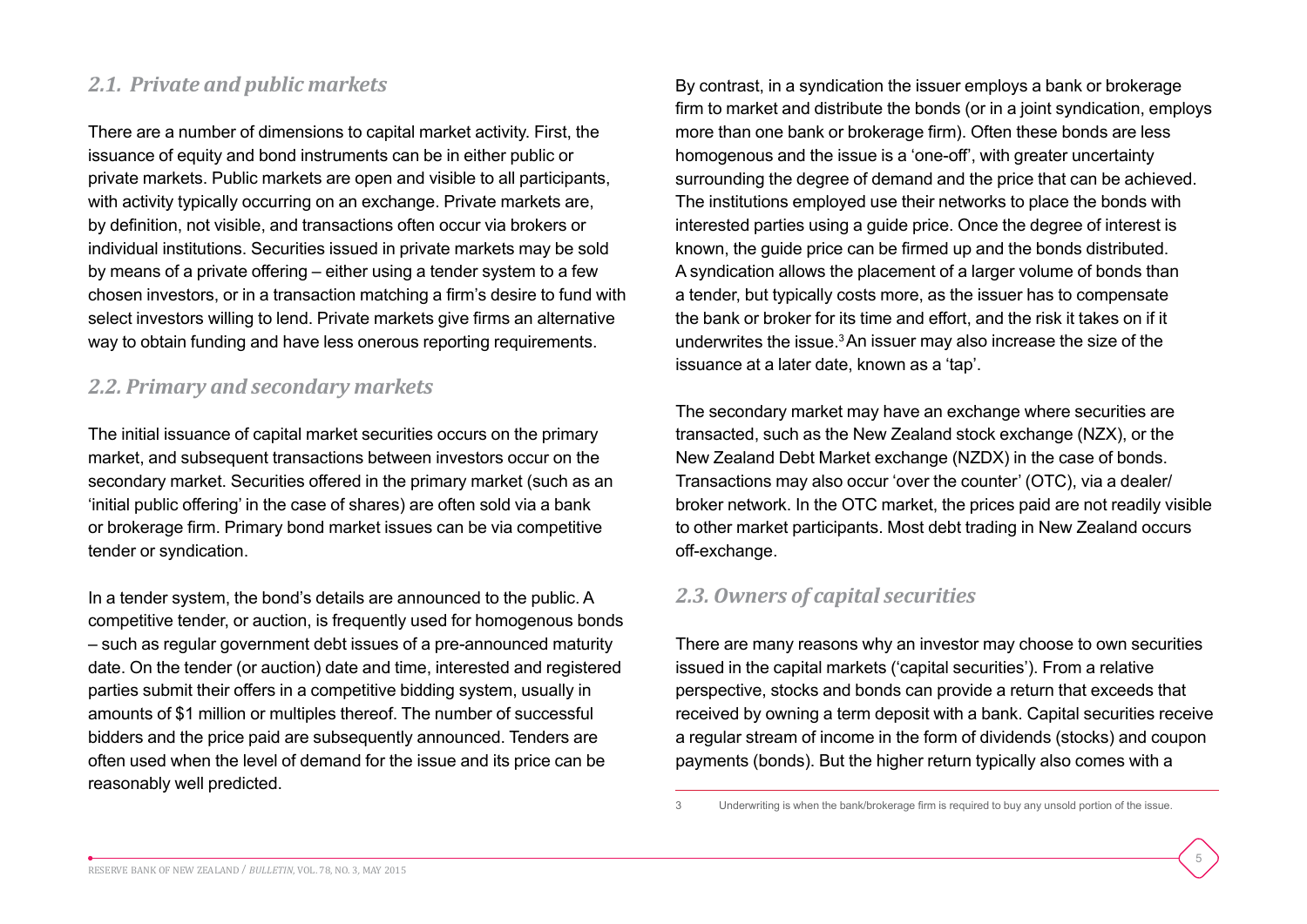### *2.1. Private and public markets*

There are a number of dimensions to capital market activity. First, the issuance of equity and bond instruments can be in either public or private markets. Public markets are open and visible to all participants, with activity typically occurring on an exchange. Private markets are, by definition, not visible, and transactions often occur via brokers or individual institutions. Securities issued in private markets may be sold by means of a private offering – either using a tender system to a few chosen investors, or in a transaction matching a firm's desire to fund with select investors willing to lend. Private markets give firms an alternative way to obtain funding and have less onerous reporting requirements.

### *2.2. Primary and secondary markets*

The initial issuance of capital market securities occurs on the primary market, and subsequent transactions between investors occur on the secondary market. Securities offered in the primary market (such as an 'initial public offering' in the case of shares) are often sold via a bank or brokerage firm. Primary bond market issues can be via competitive tender or syndication.

In a tender system, the bond's details are announced to the public. A competitive tender, or auction, is frequently used for homogenous bonds – such as regular government debt issues of a pre-announced maturity date. On the tender (or auction) date and time, interested and registered parties submit their offers in a competitive bidding system, usually in amounts of $1 million or multiples thereof. The number of successful bidders and the price paid are subsequently announced. Tenders are often used when the level of demand for the issue and its price can be reasonably well predicted.

By contrast, in a syndication the issuer employs a bank or brokerage firm to market and distribute the bonds (or in a joint syndication, employs more than one bank or brokerage firm). Often these bonds are less homogenous and the issue is a 'one-off', with greater uncertainty surrounding the degree of demand and the price that can be achieved. The institutions employed use their networks to place the bonds with interested parties using a guide price. Once the degree of interest is known, the guide price can be firmed up and the bonds distributed. A syndication allows the placement of a larger volume of bonds than a tender, but typically costs more, as the issuer has to compensate the bank or broker for its time and effort, and the risk it takes on if it underwrites the issue.[3] An issuer may also increase the size of the issuance at a later date, known as a 'tap'.

The secondary market may have an exchange where securities are transacted, such as the New Zealand stock exchange (NZX), or the New Zealand Debt Market exchange (NZDX) in the case of bonds. Transactions may also occur 'over the counter' (OTC), via a dealer/broker network. In the OTC market, the prices paid are not readily visible to other market participants. Most debt trading in New Zealand occurs off-exchange.

### *2.3. Owners of capital securities*

There are many reasons why an investor may choose to own securities issued in the capital markets ('capital securities'). From a relative perspective, stocks and bonds can provide a return that exceeds that received by owning a term deposit with a bank. Capital securities receive a regular stream of income in the form of dividends (stocks) and coupon payments (bonds). But the higher return typically also comes with a

---

[3] Underwriting is when the bank/brokerage firm is required to buy any unsold portion of the issue.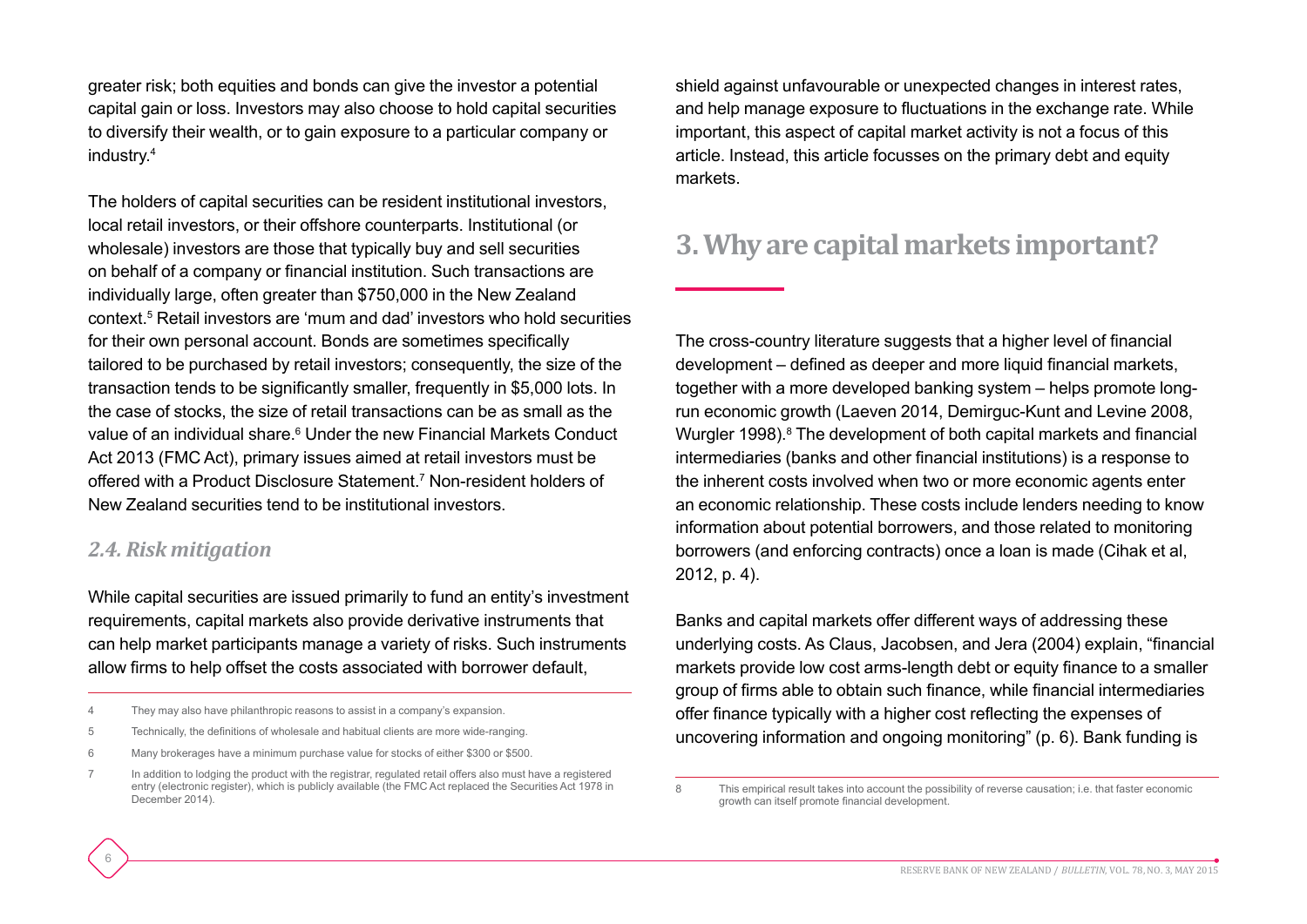greater risk; both equities and bonds can give the investor a potential capital gain or loss. Investors may also choose to hold capital securities to diversify their wealth, or to gain exposure to a particular company or industry.[4]

The holders of capital securities can be resident institutional investors, local retail investors, or their offshore counterparts. Institutional (or wholesale) investors are those that typically buy and sell securities on behalf of a company or financial institution. Such transactions are individually large, often greater than $750,000 in the New Zealand context.[5] Retail investors are 'mum and dad' investors who hold securities for their own personal account. Bonds are sometimes specifically tailored to be purchased by retail investors; consequently, the size of the transaction tends to be significantly smaller, frequently in $5,000 lots. In the case of stocks, the size of retail transactions can be as small as the value of an individual share.[6] Under the new Financial Markets Conduct Act 2013 (FMC Act), primary issues aimed at retail investors must be offered with a Product Disclosure Statement.[7] Non-resident holders of New Zealand securities tend to be institutional investors.

### *2.4. Risk mitigation*

While capital securities are issued primarily to fund an entity's investment requirements, capital markets also provide derivative instruments that can help market participants manage a variety of risks. Such instruments allow firms to help offset the costs associated with borrower default, shield against unfavourable or unexpected changes in interest rates, and help manage exposure to fluctuations in the exchange rate. While important, this aspect of capital market activity is not a focus of this article. Instead, this article focusses on the primary debt and equity markets.

## 3. Why are capital markets important?

The cross-country literature suggests that a higher level of financial development – defined as deeper and more liquid financial markets, together with a more developed banking system – helps promote long-run economic growth (Laeven 2014, Demirguc-Kunt and Levine 2008, Wurgler 1998).[8] The development of both capital markets and financial intermediaries (banks and other financial institutions) is a response to the inherent costs involved when two or more economic agents enter an economic relationship. These costs include lenders needing to know information about potential borrowers, and those related to monitoring borrowers (and enforcing contracts) once a loan is made (Cihak et al, 2012, p. 4).

Banks and capital markets offer different ways of addressing these underlying costs. As Claus, Jacobsen, and Jera (2004) explain, "financial markets provide low cost arms-length debt or equity finance to a smaller group of firms able to obtain such finance, while financial intermediaries offer finance typically with a higher cost reflecting the expenses of uncovering information and ongoing monitoring" (p. 6). Bank funding is

---

4 They may also have philanthropic reasons to assist in a company's expansion.

5 Technically, the definitions of wholesale and habitual clients are more wide-ranging.

6 Many brokerages have a minimum purchase value for stocks of either $300 or $500.

7 In addition to lodging the product with the registrar, regulated retail offers also must have a registered entry (electronic register), which is publicly available (the FMC Act replaced the Securities Act 1978 in December 2014).

8 This empirical result takes into account the possibility of reverse causation; i.e. that faster economic growth can itself promote financial development.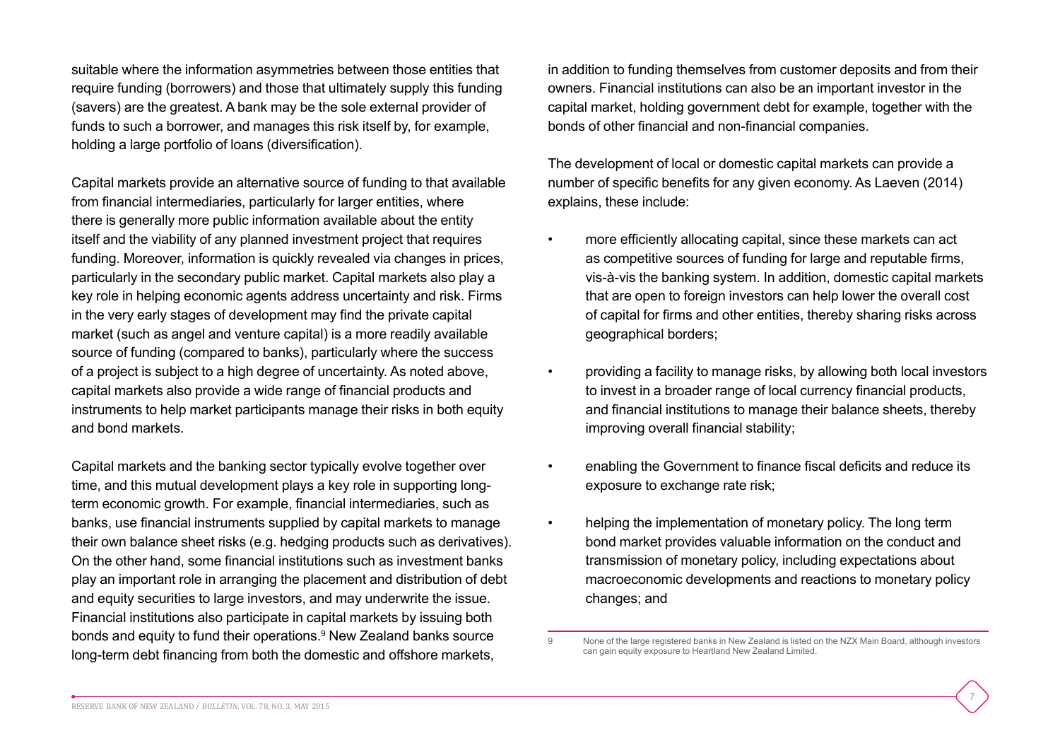suitable where the information asymmetries between those entities that require funding (borrowers) and those that ultimately supply this funding (savers) are the greatest. A bank may be the sole external provider of funds to such a borrower, and manages this risk itself by, for example, holding a large portfolio of loans (diversification).

Capital markets provide an alternative source of funding to that available from financial intermediaries, particularly for larger entities, where there is generally more public information available about the entity itself and the viability of any planned investment project that requires funding. Moreover, information is quickly revealed via changes in prices, particularly in the secondary public market. Capital markets also play a key role in helping economic agents address uncertainty and risk. Firms in the very early stages of development may find the private capital market (such as angel and venture capital) is a more readily available source of funding (compared to banks), particularly where the success of a project is subject to a high degree of uncertainty. As noted above, capital markets also provide a wide range of financial products and instruments to help market participants manage their risks in both equity and bond markets.

Capital markets and the banking sector typically evolve together over time, and this mutual development plays a key role in supporting long-term economic growth. For example, financial intermediaries, such as banks, use financial instruments supplied by capital markets to manage their own balance sheet risks (e.g. hedging products such as derivatives). On the other hand, some financial institutions such as investment banks play an important role in arranging the placement and distribution of debt and equity securities to large investors, and may underwrite the issue. Financial institutions also participate in capital markets by issuing both bonds and equity to fund their operations.[9] New Zealand banks source long-term debt financing from both the domestic and offshore markets, in addition to funding themselves from customer deposits and from their owners. Financial institutions can also be an important investor in the capital market, holding government debt for example, together with the bonds of other financial and non-financial companies.

The development of local or domestic capital markets can provide a number of specific benefits for any given economy. As Laeven (2014) explains, these include:

- more efficiently allocating capital, since these markets can act as competitive sources of funding for large and reputable firms, vis-à-vis the banking system. In addition, domestic capital markets that are open to foreign investors can help lower the overall cost of capital for firms and other entities, thereby sharing risks across geographical borders;
- providing a facility to manage risks, by allowing both local investors to invest in a broader range of local currency financial products, and financial institutions to manage their balance sheets, thereby improving overall financial stability;
- enabling the Government to finance fiscal deficits and reduce its exposure to exchange rate risk;
- helping the implementation of monetary policy. The long term bond market provides valuable information on the conduct and transmission of monetary policy, including expectations about macroeconomic developments and reactions to monetary policy changes; and

[9] None of the large registered banks in New Zealand is listed on the NZX Main Board, although investors can gain equity exposure to Heartland New Zealand Limited.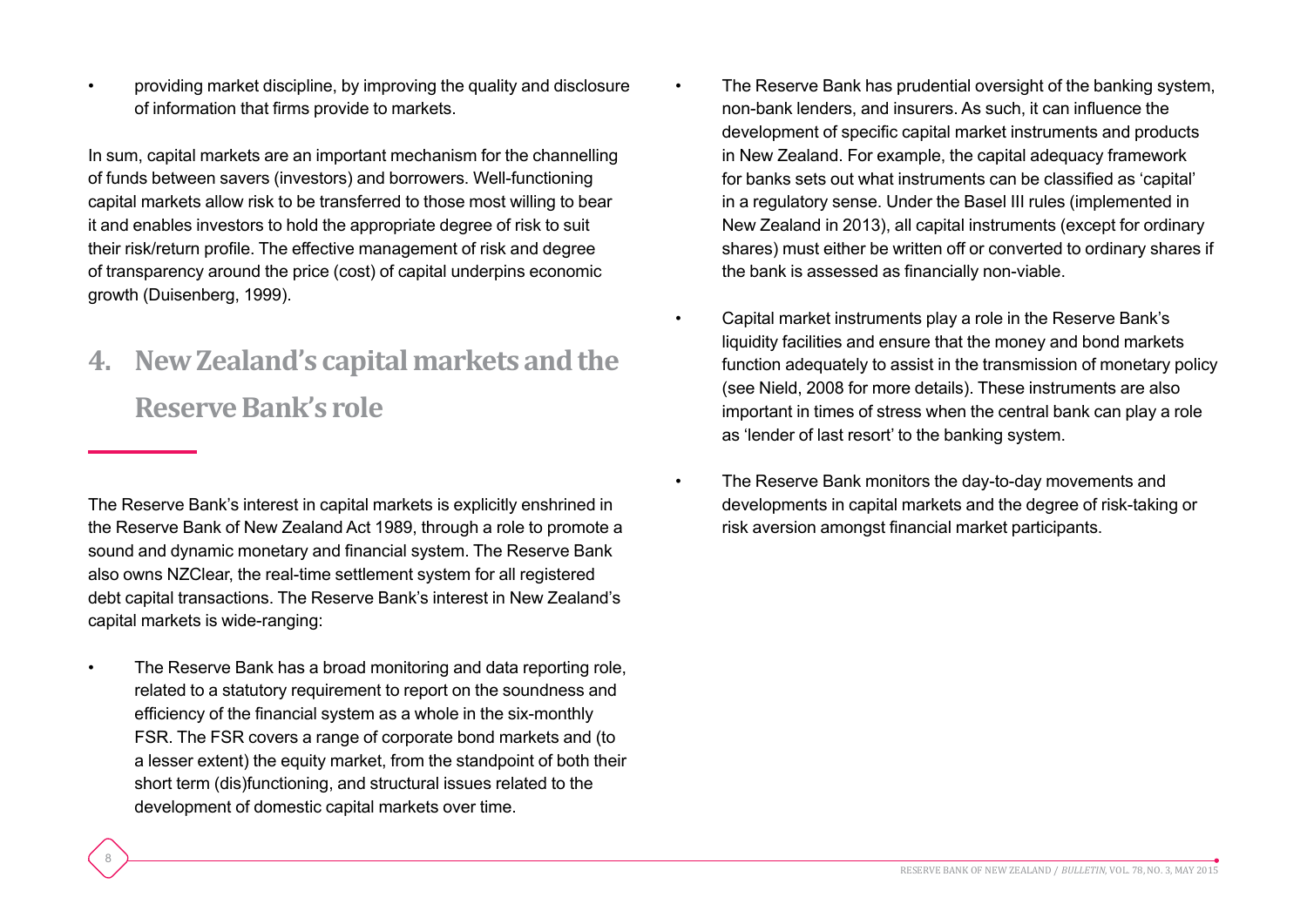- providing market discipline, by improving the quality and disclosure of information that firms provide to markets.

In sum, capital markets are an important mechanism for the channelling of funds between savers (investors) and borrowers. Well-functioning capital markets allow risk to be transferred to those most willing to bear it and enables investors to hold the appropriate degree of risk to suit their risk/return profile. The effective management of risk and degree of transparency around the price (cost) of capital underpins economic growth (Duisenberg, 1999).

## 4. New Zealand's capital markets and the Reserve Bank's role

The Reserve Bank's interest in capital markets is explicitly enshrined in the Reserve Bank of New Zealand Act 1989, through a role to promote a sound and dynamic monetary and financial system. The Reserve Bank also owns NZClear, the real-time settlement system for all registered debt capital transactions. The Reserve Bank's interest in New Zealand's capital markets is wide-ranging:

- The Reserve Bank has a broad monitoring and data reporting role, related to a statutory requirement to report on the soundness and efficiency of the financial system as a whole in the six-monthly FSR. The FSR covers a range of corporate bond markets and (to a lesser extent) the equity market, from the standpoint of both their short term (dis)functioning, and structural issues related to the development of domestic capital markets over time.
- The Reserve Bank has prudential oversight of the banking system, non-bank lenders, and insurers. As such, it can influence the development of specific capital market instruments and products in New Zealand. For example, the capital adequacy framework for banks sets out what instruments can be classified as 'capital' in a regulatory sense. Under the Basel III rules (implemented in New Zealand in 2013), all capital instruments (except for ordinary shares) must either be written off or converted to ordinary shares if the bank is assessed as financially non-viable.
- Capital market instruments play a role in the Reserve Bank's liquidity facilities and ensure that the money and bond markets function adequately to assist in the transmission of monetary policy (see Nield, 2008 for more details). These instruments are also important in times of stress when the central bank can play a role as 'lender of last resort' to the banking system.
- The Reserve Bank monitors the day-to-day movements and developments in capital markets and the degree of risk-taking or risk aversion amongst financial market participants.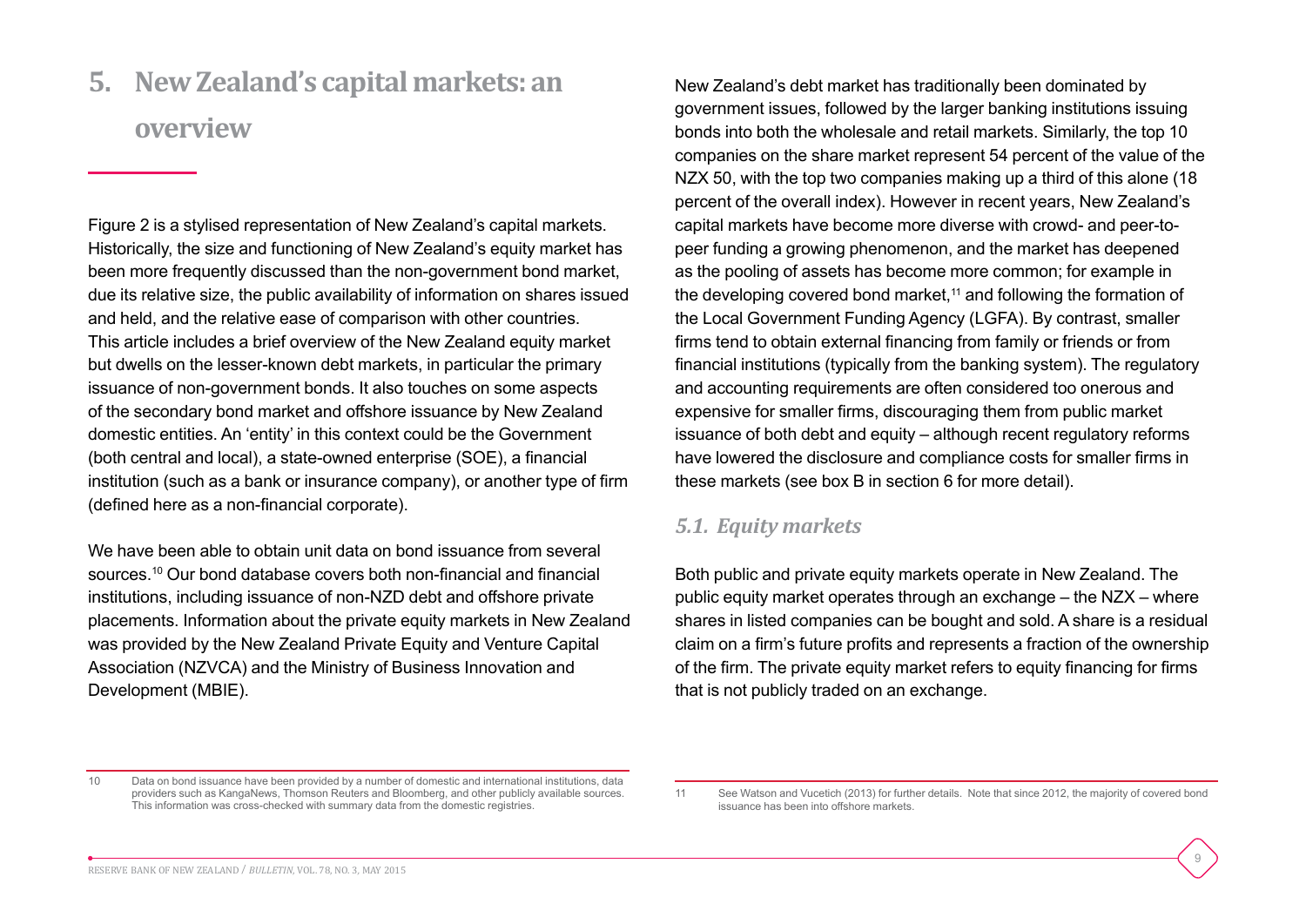# 5. New Zealand's capital markets: an overview

Figure 2 is a stylised representation of New Zealand's capital markets. Historically, the size and functioning of New Zealand's equity market has been more frequently discussed than the non-government bond market, due its relative size, the public availability of information on shares issued and held, and the relative ease of comparison with other countries. This article includes a brief overview of the New Zealand equity market but dwells on the lesser-known debt markets, in particular the primary issuance of non-government bonds. It also touches on some aspects of the secondary bond market and offshore issuance by New Zealand domestic entities. An 'entity' in this context could be the Government (both central and local), a state-owned enterprise (SOE), a financial institution (such as a bank or insurance company), or another type of firm (defined here as a non-financial corporate).

We have been able to obtain unit data on bond issuance from several sources.[10] Our bond database covers both non-financial and financial institutions, including issuance of non-NZD debt and offshore private placements. Information about the private equity markets in New Zealand was provided by the New Zealand Private Equity and Venture Capital Association (NZVCA) and the Ministry of Business Innovation and Development (MBIE).

New Zealand's debt market has traditionally been dominated by government issues, followed by the larger banking institutions issuing bonds into both the wholesale and retail markets. Similarly, the top 10 companies on the share market represent 54 percent of the value of the NZX 50, with the top two companies making up a third of this alone (18 percent of the overall index). However in recent years, New Zealand's capital markets have become more diverse with crowd- and peer-to-peer funding a growing phenomenon, and the market has deepened as the pooling of assets has become more common; for example in the developing covered bond market,[11] and following the formation of the Local Government Funding Agency (LGFA). By contrast, smaller firms tend to obtain external financing from family or friends or from financial institutions (typically from the banking system). The regulatory and accounting requirements are often considered too onerous and expensive for smaller firms, discouraging them from public market issuance of both debt and equity – although recent regulatory reforms have lowered the disclosure and compliance costs for smaller firms in these markets (see box B in section 6 for more detail).

## 5.1. Equity markets

Both public and private equity markets operate in New Zealand. The public equity market operates through an exchange – the NZX – where shares in listed companies can be bought and sold. A share is a residual claim on a firm's future profits and represents a fraction of the ownership of the firm. The private equity market refers to equity financing for firms that is not publicly traded on an exchange.

---

10 Data on bond issuance have been provided by a number of domestic and international institutions, data providers such as KangaNews, Thomson Reuters and Bloomberg, and other publicly available sources. This information was cross-checked with summary data from the domestic registries.

11 See Watson and Vucetich (2013) for further details. Note that since 2012, the majority of covered bond issuance has been into offshore markets.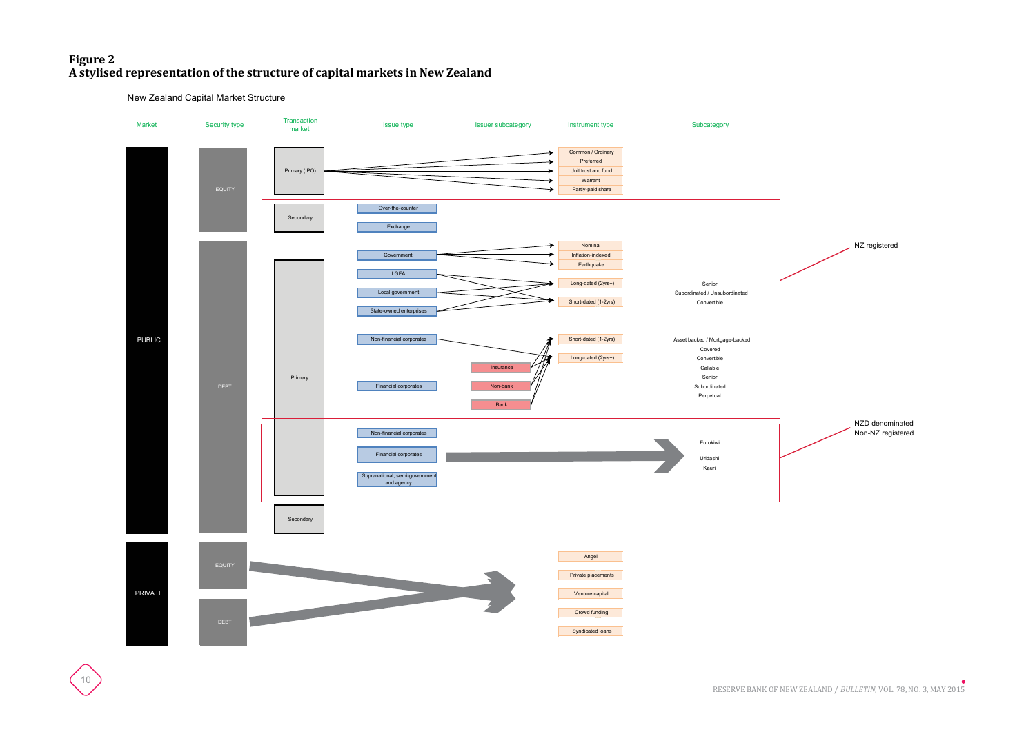**Figure 2**
**A stylised representation of the structure of capital markets in New Zealand**

New Zealand Capital Market Structure

| Market | Security type | Transaction market | Issue type | Issuer subcategory | Instrument type | Subcategory |
|---|---|---|---|---|---|---|
| PUBLIC | EQUITY | Primary (IPO) | | | Common / Ordinary; Preferred; Unit trust and fund; Warrant; Partly-paid share | |
| | | Secondary | Over-the-counter; Exchange | | | |
| | DEBT | Primary | Government | | Nominal; Inflation-indexed; Earthquake | |
| | | | LGFA; Local government; State-owned enterprises | | Long-dated (2yrs+); Short-dated (1-2yrs) | Senior; Subordinated / Unsubordinated; Convertible |
| | | | Non-financial corporates; Financial corporates | Insurance; Non-bank; Bank | Short-dated (1-2yrs); Long-dated (2yrs+) | Asset backed / Mortgage-backed; Covered; Convertible; Callable; Senior; Subordinated; Perpetual |
| | | | Non-financial corporates; Financial corporates; Supranational, semi-government and agency | | | Eurokiwi; Uridashi; Kauri |
| | | Secondary | | | | |
| PRIVATE | EQUITY; DEBT | | | | Angel; Private placements; Venture capital; Crowd funding; Syndicated loans | |

NZ registered

NZD denominated
Non-NZ registered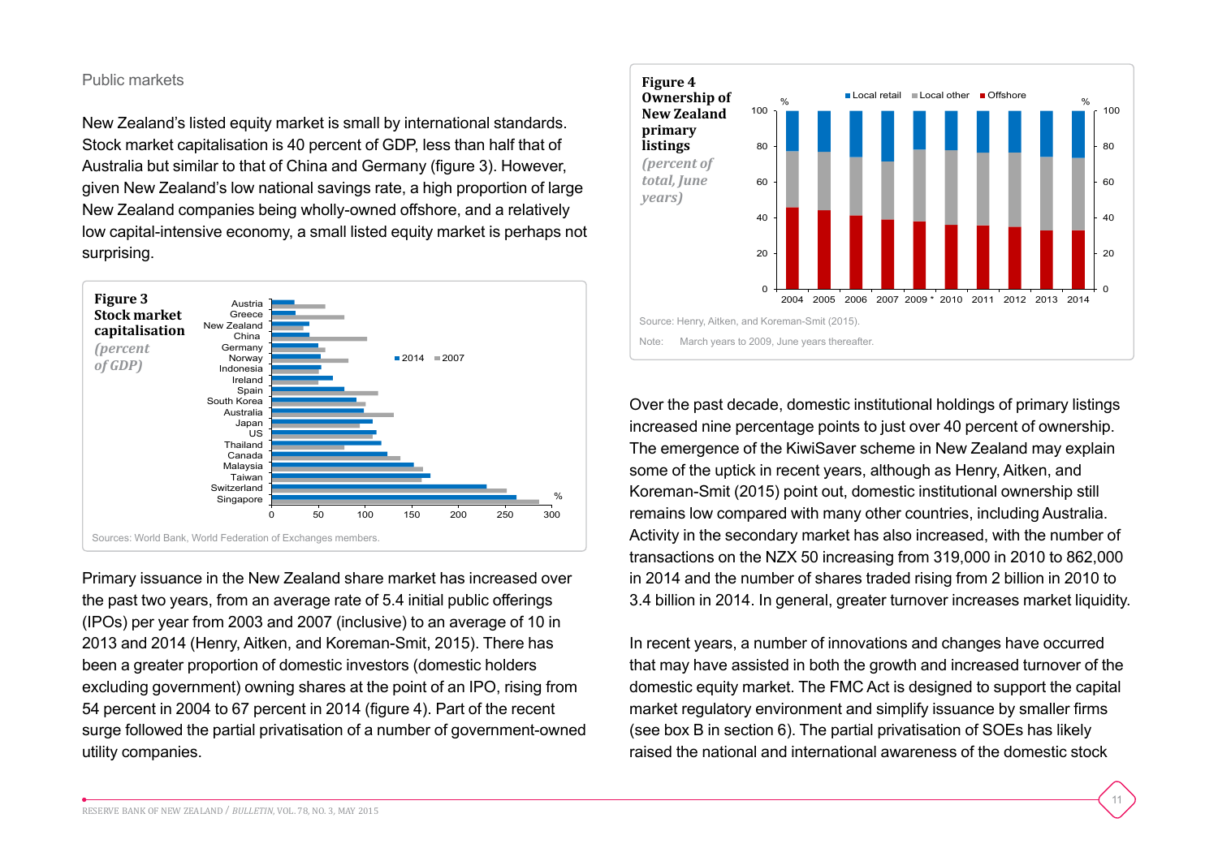Public markets

New Zealand's listed equity market is small by international standards. Stock market capitalisation is 40 percent of GDP, less than half that of Australia but similar to that of China and Germany (figure 3). However, given New Zealand's low national savings rate, a high proportion of large New Zealand companies being wholly-owned offshore, and a relatively low capital-intensive economy, a small listed equity market is perhaps not surprising.

**Figure 3**
**Stock market capitalisation**
*(percent of GDP)*

Sources: World Bank, World Federation of Exchanges members.

Primary issuance in the New Zealand share market has increased over the past two years, from an average rate of 5.4 initial public offerings (IPOs) per year from 2003 and 2007 (inclusive) to an average of 10 in 2013 and 2014 (Henry, Aitken, and Koreman-Smit, 2015). There has been a greater proportion of domestic investors (domestic holders excluding government) owning shares at the point of an IPO, rising from 54 percent in 2004 to 67 percent in 2014 (figure 4). Part of the recent surge followed the partial privatisation of a number of government-owned utility companies.

**Figure 4**
**Ownership of New Zealand primary listings**
*(percent of total, June years)*

Source: Henry, Aitken, and Koreman-Smit (2015).

Note: March years to 2009, June years thereafter.

Over the past decade, domestic institutional holdings of primary listings increased nine percentage points to just over 40 percent of ownership. The emergence of the KiwiSaver scheme in New Zealand may explain some of the uptick in recent years, although as Henry, Aitken, and Koreman-Smit (2015) point out, domestic institutional ownership still remains low compared with many other countries, including Australia. Activity in the secondary market has also increased, with the number of transactions on the NZX 50 increasing from 319,000 in 2010 to 862,000 in 2014 and the number of shares traded rising from 2 billion in 2010 to 3.4 billion in 2014. In general, greater turnover increases market liquidity.

In recent years, a number of innovations and changes have occurred that may have assisted in both the growth and increased turnover of the domestic equity market. The FMC Act is designed to support the capital market regulatory environment and simplify issuance by smaller firms (see box B in section 6). The partial privatisation of SOEs has likely raised the national and international awareness of the domestic stock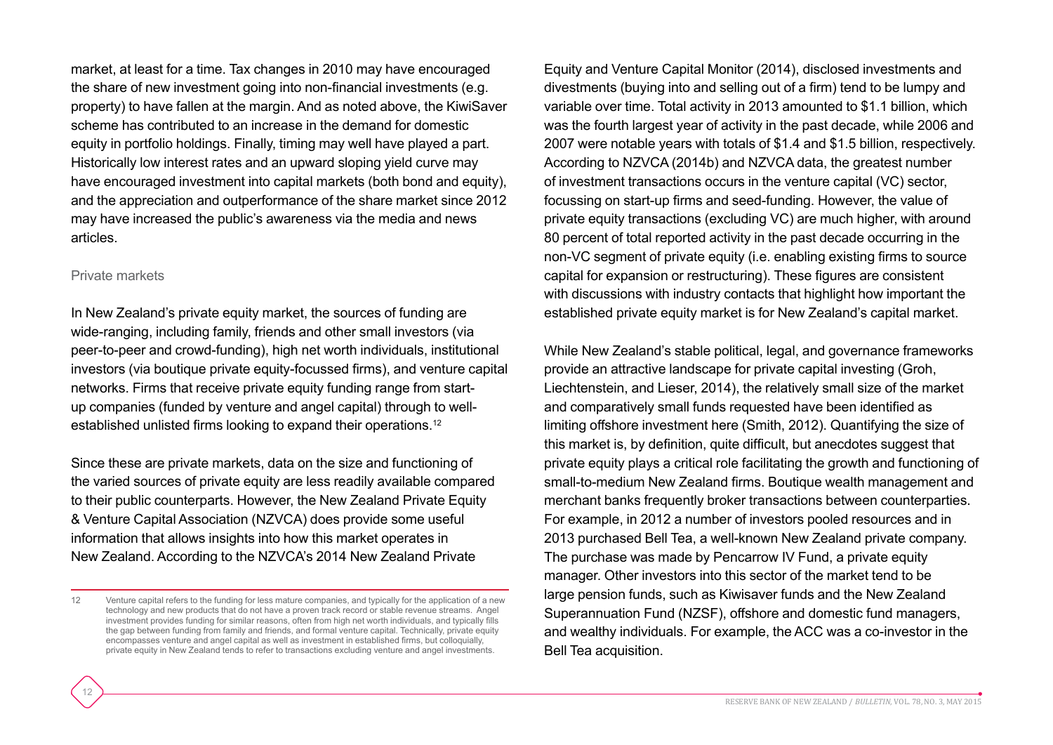market, at least for a time. Tax changes in 2010 may have encouraged the share of new investment going into non-financial investments (e.g. property) to have fallen at the margin. And as noted above, the KiwiSaver scheme has contributed to an increase in the demand for domestic equity in portfolio holdings. Finally, timing may well have played a part. Historically low interest rates and an upward sloping yield curve may have encouraged investment into capital markets (both bond and equity), and the appreciation and outperformance of the share market since 2012 may have increased the public's awareness via the media and news articles.

### Private markets

In New Zealand's private equity market, the sources of funding are wide-ranging, including family, friends and other small investors (via peer-to-peer and crowd-funding), high net worth individuals, institutional investors (via boutique private equity-focussed firms), and venture capital networks. Firms that receive private equity funding range from start-up companies (funded by venture and angel capital) through to well-established unlisted firms looking to expand their operations.[12]

Since these are private markets, data on the size and functioning of the varied sources of private equity are less readily available compared to their public counterparts. However, the New Zealand Private Equity & Venture Capital Association (NZVCA) does provide some useful information that allows insights into how this market operates in New Zealand. According to the NZVCA's 2014 New Zealand Private Equity and Venture Capital Monitor (2014), disclosed investments and divestments (buying into and selling out of a firm) tend to be lumpy and variable over time. Total activity in 2013 amounted to $1.1 billion, which was the fourth largest year of activity in the past decade, while 2006 and 2007 were notable years with totals of $1.4 and $1.5 billion, respectively. According to NZVCA (2014b) and NZVCA data, the greatest number of investment transactions occurs in the venture capital (VC) sector, focussing on start-up firms and seed-funding. However, the value of private equity transactions (excluding VC) are much higher, with around 80 percent of total reported activity in the past decade occurring in the non-VC segment of private equity (i.e. enabling existing firms to source capital for expansion or restructuring). These figures are consistent with discussions with industry contacts that highlight how important the established private equity market is for New Zealand's capital market.

While New Zealand's stable political, legal, and governance frameworks provide an attractive landscape for private capital investing (Groh, Liechtenstein, and Lieser, 2014), the relatively small size of the market and comparatively small funds requested have been identified as limiting offshore investment here (Smith, 2012). Quantifying the size of this market is, by definition, quite difficult, but anecdotes suggest that private equity plays a critical role facilitating the growth and functioning of small-to-medium New Zealand firms. Boutique wealth management and merchant banks frequently broker transactions between counterparties. For example, in 2012 a number of investors pooled resources and in 2013 purchased Bell Tea, a well-known New Zealand private company. The purchase was made by Pencarrow IV Fund, a private equity manager. Other investors into this sector of the market tend to be large pension funds, such as Kiwisaver funds and the New Zealand Superannuation Fund (NZSF), offshore and domestic fund managers, and wealthy individuals. For example, the ACC was a co-investor in the Bell Tea acquisition.

---

12 Venture capital refers to the funding for less mature companies, and typically for the application of a new technology and new products that do not have a proven track record or stable revenue streams. Angel investment provides funding for similar reasons, often from high net worth individuals, and typically fills the gap between funding from family and friends, and formal venture capital. Technically, private equity encompasses venture and angel capital as well as investment in established firms, but colloquially, private equity in New Zealand tends to refer to transactions excluding venture and angel investments.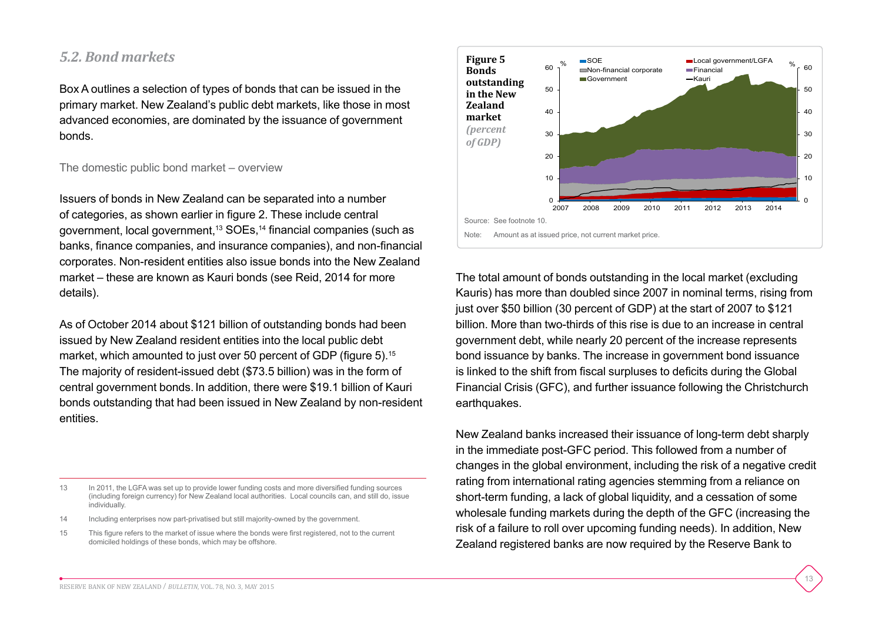### *5.2. Bond markets*

Box A outlines a selection of types of bonds that can be issued in the primary market. New Zealand's public debt markets, like those in most advanced economies, are dominated by the issuance of government bonds.

The domestic public bond market – overview

Issuers of bonds in New Zealand can be separated into a number of categories, as shown earlier in figure 2. These include central government, local government,[13] SOEs,[14] financial companies (such as banks, finance companies, and insurance companies), and non-financial corporates. Non-resident entities also issue bonds into the New Zealand market – these are known as Kauri bonds (see Reid, 2014 for more details).

As of October 2014 about $121 billion of outstanding bonds had been issued by New Zealand resident entities into the local public debt market, which amounted to just over 50 percent of GDP (figure 5).[15] The majority of resident-issued debt ($73.5 billion) was in the form of central government bonds. In addition, there were $19.1 billion of Kauri bonds outstanding that had been issued in New Zealand by non-resident entities.

**Figure 5**
**Bonds outstanding in the New Zealand market**
*(percent of GDP)*

Source: See footnote 10.

Note: Amount as at issued price, not current market price.

The total amount of bonds outstanding in the local market (excluding Kauris) has more than doubled since 2007 in nominal terms, rising from just over $50 billion (30 percent of GDP) at the start of 2007 to $121 billion. More than two-thirds of this rise is due to an increase in central government debt, while nearly 20 percent of the increase represents bond issuance by banks. The increase in government bond issuance is linked to the shift from fiscal surpluses to deficits during the Global Financial Crisis (GFC), and further issuance following the Christchurch earthquakes.

New Zealand banks increased their issuance of long-term debt sharply in the immediate post-GFC period. This followed from a number of changes in the global environment, including the risk of a negative credit rating from international rating agencies stemming from a reliance on short-term funding, a lack of global liquidity, and a cessation of some wholesale funding markets during the depth of the GFC (increasing the risk of a failure to roll over upcoming funding needs). In addition, New Zealand registered banks are now required by the Reserve Bank to

---

13 In 2011, the LGFA was set up to provide lower funding costs and more diversified funding sources (including foreign currency) for New Zealand local authorities. Local councils can, and still do, issue individually.

14 Including enterprises now part-privatised but still majority-owned by the government.

15 This figure refers to the market of issue where the bonds were first registered, not to the current domiciled holdings of these bonds, which may be offshore.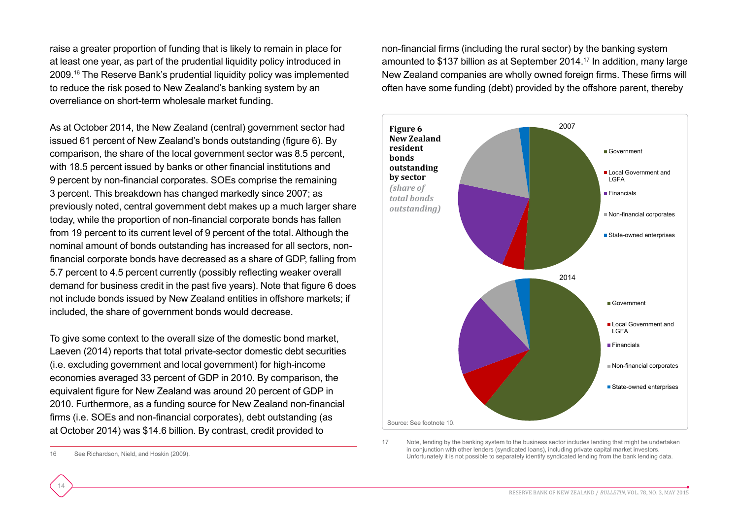raise a greater proportion of funding that is likely to remain in place for at least one year, as part of the prudential liquidity policy introduced in 2009.[16] The Reserve Bank's prudential liquidity policy was implemented to reduce the risk posed to New Zealand's banking system by an overreliance on short-term wholesale market funding.

As at October 2014, the New Zealand (central) government sector had issued 61 percent of New Zealand's bonds outstanding (figure 6). By comparison, the share of the local government sector was 8.5 percent, with 18.5 percent issued by banks or other financial institutions and 9 percent by non-financial corporates. SOEs comprise the remaining 3 percent. This breakdown has changed markedly since 2007; as previously noted, central government debt makes up a much larger share today, while the proportion of non-financial corporate bonds has fallen from 19 percent to its current level of 9 percent of the total. Although the nominal amount of bonds outstanding has increased for all sectors, non-financial corporate bonds have decreased as a share of GDP, falling from 5.7 percent to 4.5 percent currently (possibly reflecting weaker overall demand for business credit in the past five years). Note that figure 6 does not include bonds issued by New Zealand entities in offshore markets; if included, the share of government bonds would decrease.

To give some context to the overall size of the domestic bond market, Laeven (2014) reports that total private-sector domestic debt securities (i.e. excluding government and local government) for high-income economies averaged 33 percent of GDP in 2010. By comparison, the equivalent figure for New Zealand was around 20 percent of GDP in 2010. Furthermore, as a funding source for New Zealand non-financial firms (i.e. SOEs and non-financial corporates), debt outstanding (as at October 2014) was $14.6 billion. By contrast, credit provided to non-financial firms (including the rural sector) by the banking system amounted to $137 billion as at September 2014.[17] In addition, many large New Zealand companies are wholly owned foreign firms. These firms will often have some funding (debt) provided by the offshore parent, thereby

**Figure 6**
**New Zealand resident bonds outstanding by sector**
*(share of total bonds outstanding)*

2007

- Government
- Local Government and LGFA
- Financials
- Non-financial corporates
- State-owned enterprises

2014

- Government
- Local Government and LGFA
- Financials
- Non-financial corporates
- State-owned enterprises

Source: See footnote 10.

---

16 See Richardson, Nield, and Hoskin (2009).

17 Note, lending by the banking system to the business sector includes lending that might be undertaken in conjunction with other lenders (syndicated loans), including private capital market investors. Unfortunately it is not possible to separately identify syndicated lending from the bank lending data.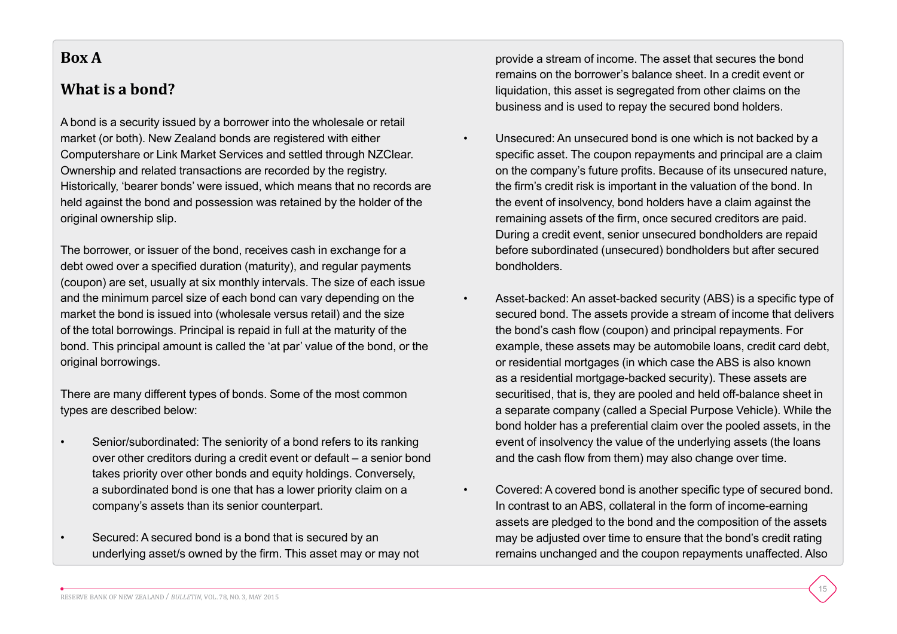## Box A

## What is a bond?

A bond is a security issued by a borrower into the wholesale or retail market (or both). New Zealand bonds are registered with either Computershare or Link Market Services and settled through NZClear. Ownership and related transactions are recorded by the registry. Historically, 'bearer bonds' were issued, which means that no records are held against the bond and possession was retained by the holder of the original ownership slip.

The borrower, or issuer of the bond, receives cash in exchange for a debt owed over a specified duration (maturity), and regular payments (coupon) are set, usually at six monthly intervals. The size of each issue and the minimum parcel size of each bond can vary depending on the market the bond is issued into (wholesale versus retail) and the size of the total borrowings. Principal is repaid in full at the maturity of the bond. This principal amount is called the 'at par' value of the bond, or the original borrowings.

There are many different types of bonds. Some of the most common types are described below:

- Senior/subordinated: The seniority of a bond refers to its ranking over other creditors during a credit event or default – a senior bond takes priority over other bonds and equity holdings. Conversely, a subordinated bond is one that has a lower priority claim on a company's assets than its senior counterpart.
- Secured: A secured bond is a bond that is secured by an underlying asset/s owned by the firm. This asset may or may not provide a stream of income. The asset that secures the bond remains on the borrower's balance sheet. In a credit event or liquidation, this asset is segregated from other claims on the business and is used to repay the secured bond holders.
- Unsecured: An unsecured bond is one which is not backed by a specific asset. The coupon repayments and principal are a claim on the company's future profits. Because of its unsecured nature, the firm's credit risk is important in the valuation of the bond. In the event of insolvency, bond holders have a claim against the remaining assets of the firm, once secured creditors are paid. During a credit event, senior unsecured bondholders are repaid before subordinated (unsecured) bondholders but after secured bondholders.
- Asset-backed: An asset-backed security (ABS) is a specific type of secured bond. The assets provide a stream of income that delivers the bond's cash flow (coupon) and principal repayments. For example, these assets may be automobile loans, credit card debt, or residential mortgages (in which case the ABS is also known as a residential mortgage-backed security). These assets are securitised, that is, they are pooled and held off-balance sheet in a separate company (called a Special Purpose Vehicle). While the bond holder has a preferential claim over the pooled assets, in the event of insolvency the value of the underlying assets (the loans and the cash flow from them) may also change over time.
- Covered: A covered bond is another specific type of secured bond. In contrast to an ABS, collateral in the form of income-earning assets are pledged to the bond and the composition of the assets may be adjusted over time to ensure that the bond's credit rating remains unchanged and the coupon repayments unaffected. Also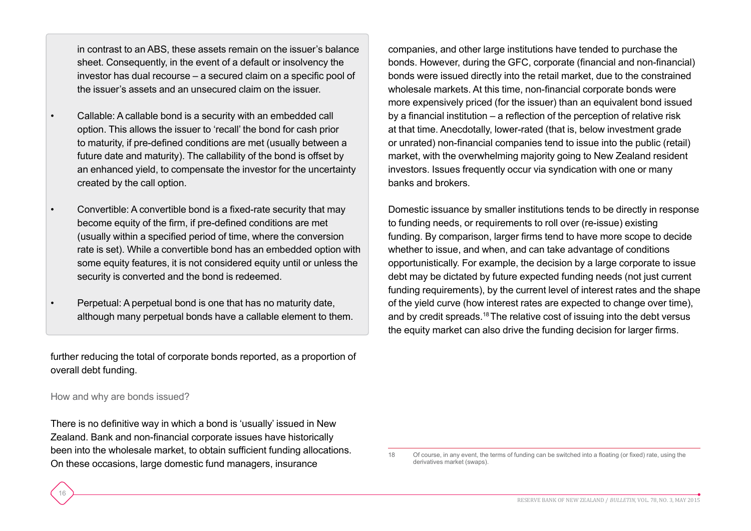in contrast to an ABS, these assets remain on the issuer's balance sheet. Consequently, in the event of a default or insolvency the investor has dual recourse – a secured claim on a specific pool of the issuer's assets and an unsecured claim on the issuer.

- Callable: A callable bond is a security with an embedded call option. This allows the issuer to 'recall' the bond for cash prior to maturity, if pre-defined conditions are met (usually between a future date and maturity). The callability of the bond is offset by an enhanced yield, to compensate the investor for the uncertainty created by the call option.

- Convertible: A convertible bond is a fixed-rate security that may become equity of the firm, if pre-defined conditions are met (usually within a specified period of time, where the conversion rate is set). While a convertible bond has an embedded option with some equity features, it is not considered equity until or unless the security is converted and the bond is redeemed.

- Perpetual: A perpetual bond is one that has no maturity date, although many perpetual bonds have a callable element to them.

further reducing the total of corporate bonds reported, as a proportion of overall debt funding.

### How and why are bonds issued?

There is no definitive way in which a bond is 'usually' issued in New Zealand. Bank and non-financial corporate issues have historically been into the wholesale market, to obtain sufficient funding allocations. On these occasions, large domestic fund managers, insurance companies, and other large institutions have tended to purchase the bonds. However, during the GFC, corporate (financial and non-financial) bonds were issued directly into the retail market, due to the constrained wholesale markets. At this time, non-financial corporate bonds were more expensively priced (for the issuer) than an equivalent bond issued by a financial institution – a reflection of the perception of relative risk at that time. Anecdotally, lower-rated (that is, below investment grade or unrated) non-financial companies tend to issue into the public (retail) market, with the overwhelming majority going to New Zealand resident investors. Issues frequently occur via syndication with one or many banks and brokers.

Domestic issuance by smaller institutions tends to be directly in response to funding needs, or requirements to roll over (re-issue) existing funding. By comparison, larger firms tend to have more scope to decide whether to issue, and when, and can take advantage of conditions opportunistically. For example, the decision by a large corporate to issue debt may be dictated by future expected funding needs (not just current funding requirements), by the current level of interest rates and the shape of the yield curve (how interest rates are expected to change over time), and by credit spreads.[18] The relative cost of issuing into the debt versus the equity market can also drive the funding decision for larger firms.

---

18 Of course, in any event, the terms of funding can be switched into a floating (or fixed) rate, using the derivatives market (swaps).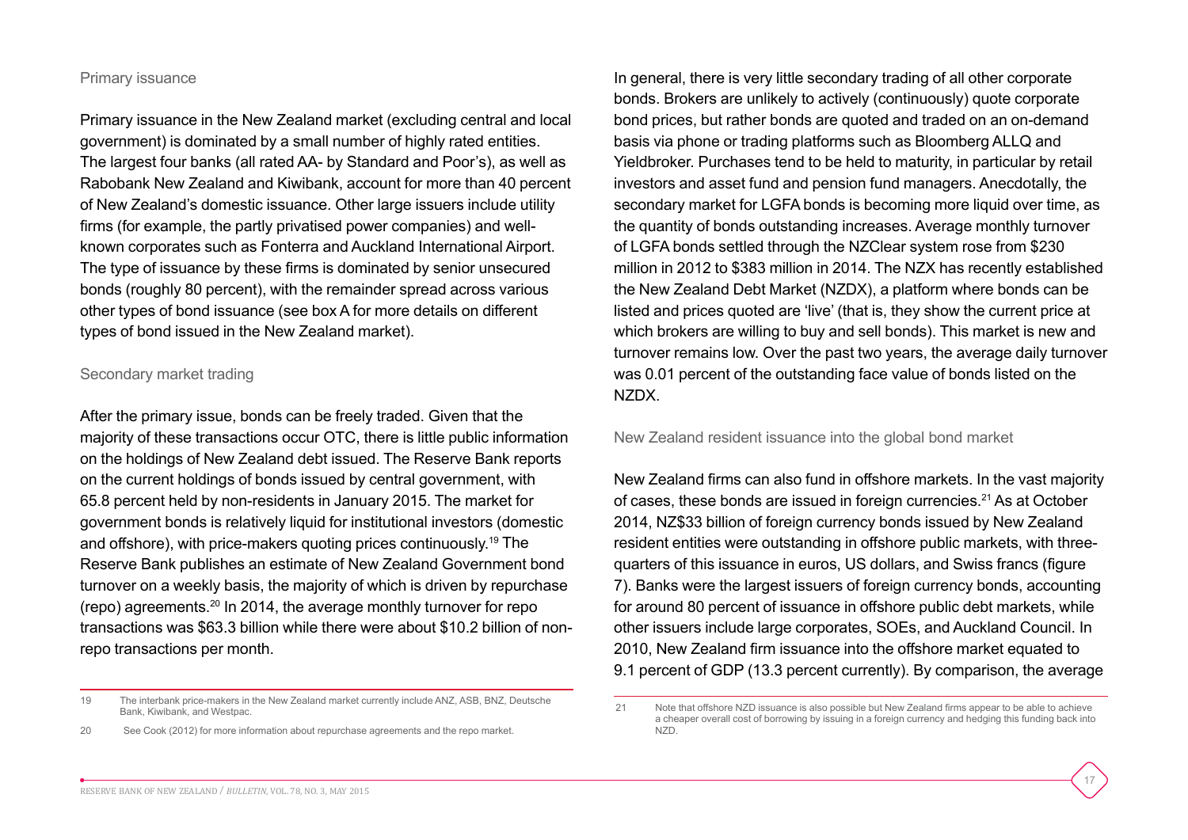### Primary issuance

Primary issuance in the New Zealand market (excluding central and local government) is dominated by a small number of highly rated entities. The largest four banks (all rated AA- by Standard and Poor's), as well as Rabobank New Zealand and Kiwibank, account for more than 40 percent of New Zealand's domestic issuance. Other large issuers include utility firms (for example, the partly privatised power companies) and well-known corporates such as Fonterra and Auckland International Airport. The type of issuance by these firms is dominated by senior unsecured bonds (roughly 80 percent), with the remainder spread across various other types of bond issuance (see box A for more details on different types of bond issued in the New Zealand market).

### Secondary market trading

After the primary issue, bonds can be freely traded. Given that the majority of these transactions occur OTC, there is little public information on the holdings of New Zealand debt issued. The Reserve Bank reports on the current holdings of bonds issued by central government, with 65.8 percent held by non-residents in January 2015. The market for government bonds is relatively liquid for institutional investors (domestic and offshore), with price-makers quoting prices continuously.[19] The Reserve Bank publishes an estimate of New Zealand Government bond turnover on a weekly basis, the majority of which is driven by repurchase (repo) agreements.[20] In 2014, the average monthly turnover for repo transactions was $63.3 billion while there were about $10.2 billion of non-repo transactions per month.

In general, there is very little secondary trading of all other corporate bonds. Brokers are unlikely to actively (continuously) quote corporate bond prices, but rather bonds are quoted and traded on an on-demand basis via phone or trading platforms such as Bloomberg ALLQ and Yieldbroker. Purchases tend to be held to maturity, in particular by retail investors and asset fund and pension fund managers. Anecdotally, the secondary market for LGFA bonds is becoming more liquid over time, as the quantity of bonds outstanding increases. Average monthly turnover of LGFA bonds settled through the NZClear system rose from $230 million in 2012 to $383 million in 2014. The NZX has recently established the New Zealand Debt Market (NZDX), a platform where bonds can be listed and prices quoted are 'live' (that is, they show the current price at which brokers are willing to buy and sell bonds). This market is new and turnover remains low. Over the past two years, the average daily turnover was 0.01 percent of the outstanding face value of bonds listed on the NZDX.

### New Zealand resident issuance into the global bond market

New Zealand firms can also fund in offshore markets. In the vast majority of cases, these bonds are issued in foreign currencies.[21] As at October 2014, NZ$33 billion of foreign currency bonds issued by New Zealand resident entities were outstanding in offshore public markets, with three-quarters of this issuance in euros, US dollars, and Swiss francs (figure 7). Banks were the largest issuers of foreign currency bonds, accounting for around 80 percent of issuance in offshore public debt markets, while other issuers include large corporates, SOEs, and Auckland Council. In 2010, New Zealand firm issuance into the offshore market equated to 9.1 percent of GDP (13.3 percent currently). By comparison, the average

---

19 The interbank price-makers in the New Zealand market currently include ANZ, ASB, BNZ, Deutsche Bank, Kiwibank, and Westpac.

20 See Cook (2012) for more information about repurchase agreements and the repo market.

21 Note that offshore NZD issuance is also possible but New Zealand firms appear to be able to achieve a cheaper overall cost of borrowing by issuing in a foreign currency and hedging this funding back into NZD.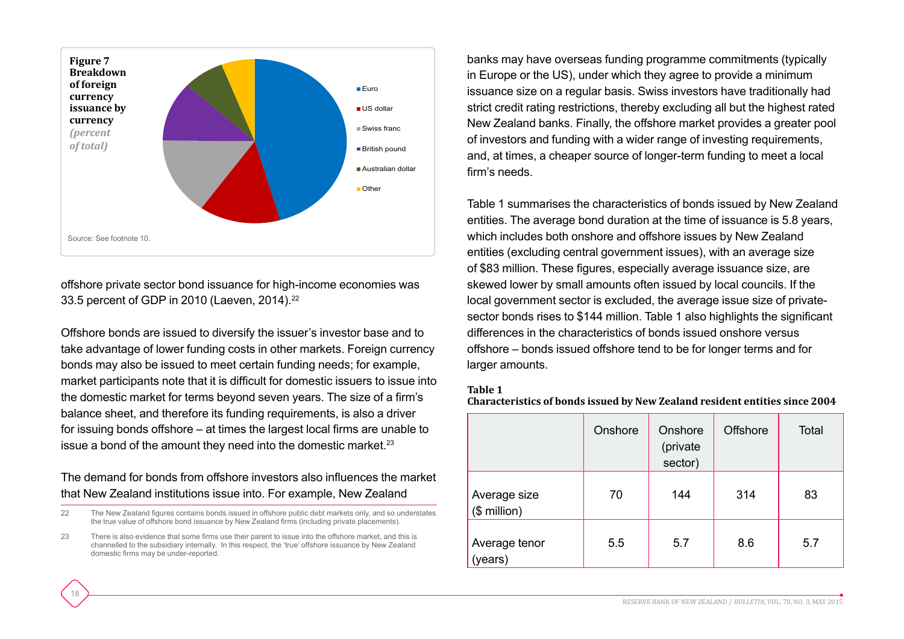**Figure 7**
**Breakdown of foreign currency issuance by currency**
*(percent of total)*

Euro
US dollar
Swiss franc
British pound
Australian dollar
Other

Source: See footnote 10.

offshore private sector bond issuance for high-income economies was 33.5 percent of GDP in 2010 (Laeven, 2014).[22]

Offshore bonds are issued to diversify the issuer's investor base and to take advantage of lower funding costs in other markets. Foreign currency bonds may also be issued to meet certain funding needs; for example, market participants note that it is difficult for domestic issuers to issue into the domestic market for terms beyond seven years. The size of a firm's balance sheet, and therefore its funding requirements, is also a driver for issuing bonds offshore – at times the largest local firms are unable to issue a bond of the amount they need into the domestic market.[23]

The demand for bonds from offshore investors also influences the market that New Zealand institutions issue into. For example, New Zealand banks may have overseas funding programme commitments (typically in Europe or the US), under which they agree to provide a minimum issuance size on a regular basis. Swiss investors have traditionally had strict credit rating restrictions, thereby excluding all but the highest rated New Zealand banks. Finally, the offshore market provides a greater pool of investors and funding with a wider range of investing requirements, and, at times, a cheaper source of longer-term funding to meet a local firm's needs.

Table 1 summarises the characteristics of bonds issued by New Zealand entities. The average bond duration at the time of issuance is 5.8 years, which includes both onshore and offshore issues by New Zealand entities (excluding central government issues), with an average size of $83 million. These figures, especially average issuance size, are skewed lower by small amounts often issued by local councils. If the local government sector is excluded, the average issue size of private-sector bonds rises to $144 million. Table 1 also highlights the significant differences in the characteristics of bonds issued onshore versus offshore – bonds issued offshore tend to be for longer terms and for larger amounts.

**Table 1**
**Characteristics of bonds issued by New Zealand resident entities since 2004**

| | Onshore | Onshore (private sector) | Offshore | Total |
|---|---|---|---|---|
| Average size ($ million) | 70 | 144 | 314 | 83 |
| Average tenor (years) | 5.5 | 5.7 | 8.6 | 5.7 |

22 The New Zealand figures contains bonds issued in offshore public debt markets only, and so understates the true value of offshore bond issuance by New Zealand firms (including private placements).

23 There is also evidence that some firms use their parent to issue into the offshore market, and this is channelled to the subsidiary internally. In this respect, the 'true' offshore issuance by New Zealand domestic firms may be under-reported.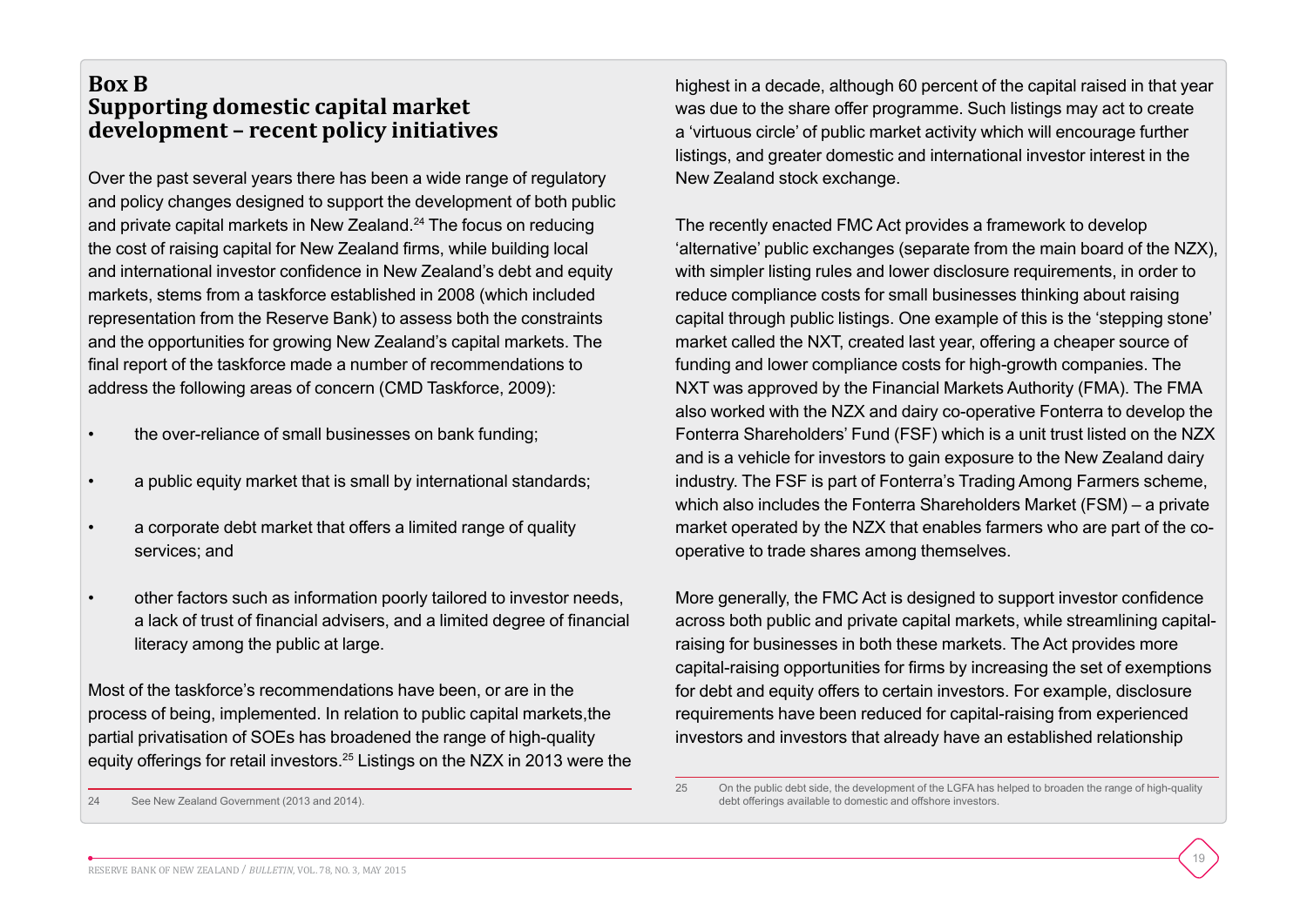## Box B
## Supporting domestic capital market development – recent policy initiatives

Over the past several years there has been a wide range of regulatory and policy changes designed to support the development of both public and private capital markets in New Zealand.[24] The focus on reducing the cost of raising capital for New Zealand firms, while building local and international investor confidence in New Zealand's debt and equity markets, stems from a taskforce established in 2008 (which included representation from the Reserve Bank) to assess both the constraints and the opportunities for growing New Zealand's capital markets. The final report of the taskforce made a number of recommendations to address the following areas of concern (CMD Taskforce, 2009):

- the over-reliance of small businesses on bank funding;
- a public equity market that is small by international standards;
- a corporate debt market that offers a limited range of quality services; and
- other factors such as information poorly tailored to investor needs, a lack of trust of financial advisers, and a limited degree of financial literacy among the public at large.

Most of the taskforce's recommendations have been, or are in the process of being, implemented. In relation to public capital markets,the partial privatisation of SOEs has broadened the range of high-quality equity offerings for retail investors.[25] Listings on the NZX in 2013 were the highest in a decade, although 60 percent of the capital raised in that year was due to the share offer programme. Such listings may act to create a 'virtuous circle' of public market activity which will encourage further listings, and greater domestic and international investor interest in the New Zealand stock exchange.

The recently enacted FMC Act provides a framework to develop 'alternative' public exchanges (separate from the main board of the NZX), with simpler listing rules and lower disclosure requirements, in order to reduce compliance costs for small businesses thinking about raising capital through public listings. One example of this is the 'stepping stone' market called the NXT, created last year, offering a cheaper source of funding and lower compliance costs for high-growth companies. The NXT was approved by the Financial Markets Authority (FMA). The FMA also worked with the NZX and dairy co-operative Fonterra to develop the Fonterra Shareholders' Fund (FSF) which is a unit trust listed on the NZX and is a vehicle for investors to gain exposure to the New Zealand dairy industry. The FSF is part of Fonterra's Trading Among Farmers scheme, which also includes the Fonterra Shareholders Market (FSM) – a private market operated by the NZX that enables farmers who are part of the co-operative to trade shares among themselves.

More generally, the FMC Act is designed to support investor confidence across both public and private capital markets, while streamlining capital-raising for businesses in both these markets. The Act provides more capital-raising opportunities for firms by increasing the set of exemptions for debt and equity offers to certain investors. For example, disclosure requirements have been reduced for capital-raising from experienced investors and investors that already have an established relationship

---

24 See New Zealand Government (2013 and 2014).

25 On the public debt side, the development of the LGFA has helped to broaden the range of high-quality debt offerings available to domestic and offshore investors.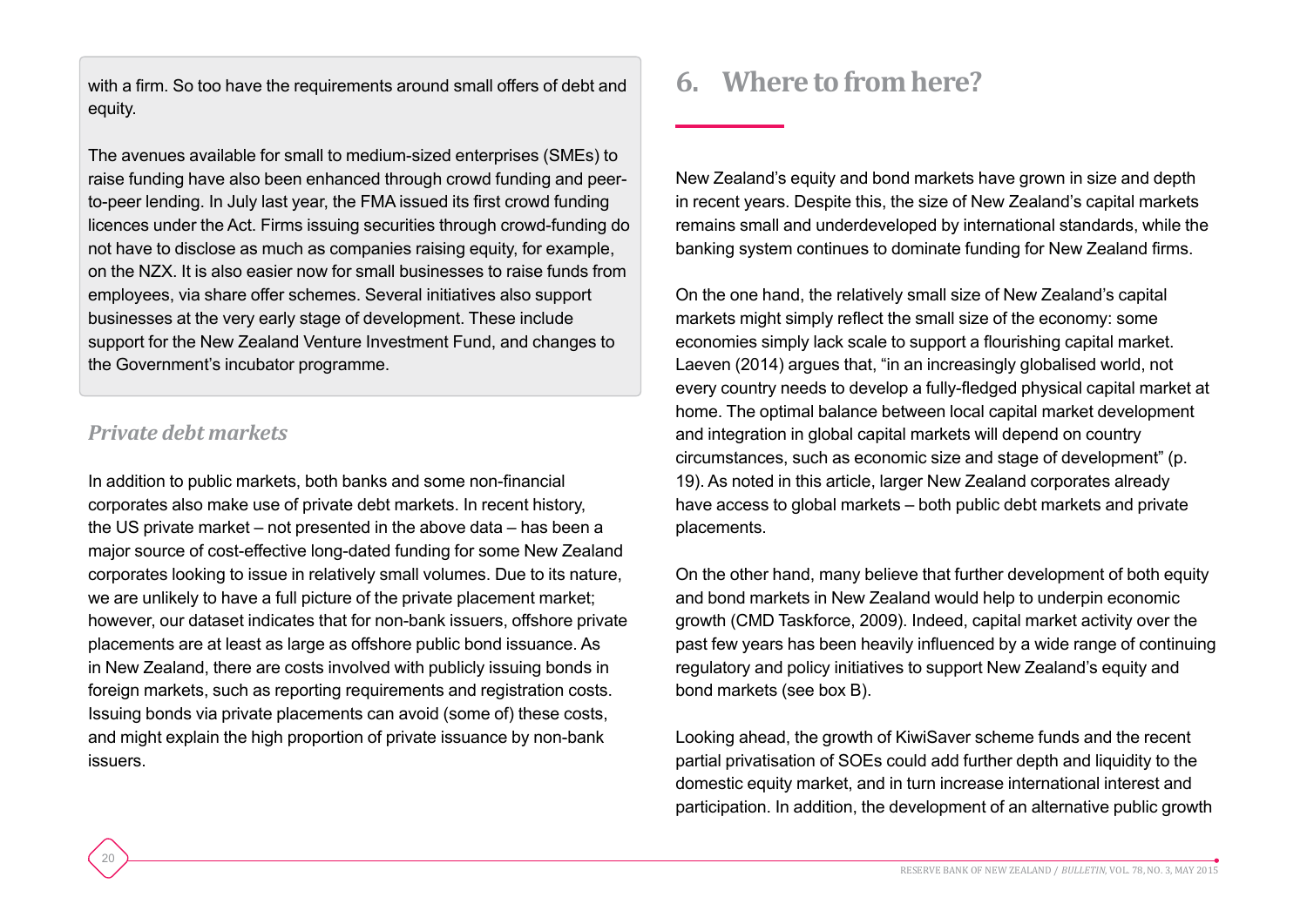with a firm. So too have the requirements around small offers of debt and equity.

The avenues available for small to medium-sized enterprises (SMEs) to raise funding have also been enhanced through crowd funding and peer-to-peer lending. In July last year, the FMA issued its first crowd funding licences under the Act. Firms issuing securities through crowd-funding do not have to disclose as much as companies raising equity, for example, on the NZX. It is also easier now for small businesses to raise funds from employees, via share offer schemes. Several initiatives also support businesses at the very early stage of development. These include support for the New Zealand Venture Investment Fund, and changes to the Government's incubator programme.

### *Private debt markets*

In addition to public markets, both banks and some non-financial corporates also make use of private debt markets. In recent history, the US private market – not presented in the above data – has been a major source of cost-effective long-dated funding for some New Zealand corporates looking to issue in relatively small volumes. Due to its nature, we are unlikely to have a full picture of the private placement market; however, our dataset indicates that for non-bank issuers, offshore private placements are at least as large as offshore public bond issuance. As in New Zealand, there are costs involved with publicly issuing bonds in foreign markets, such as reporting requirements and registration costs. Issuing bonds via private placements can avoid (some of) these costs, and might explain the high proportion of private issuance by non-bank issuers.

## 6. Where to from here?

New Zealand's equity and bond markets have grown in size and depth in recent years. Despite this, the size of New Zealand's capital markets remains small and underdeveloped by international standards, while the banking system continues to dominate funding for New Zealand firms.

On the one hand, the relatively small size of New Zealand's capital markets might simply reflect the small size of the economy: some economies simply lack scale to support a flourishing capital market. Laeven (2014) argues that, "in an increasingly globalised world, not every country needs to develop a fully-fledged physical capital market at home. The optimal balance between local capital market development and integration in global capital markets will depend on country circumstances, such as economic size and stage of development" (p. 19). As noted in this article, larger New Zealand corporates already have access to global markets – both public debt markets and private placements.

On the other hand, many believe that further development of both equity and bond markets in New Zealand would help to underpin economic growth (CMD Taskforce, 2009). Indeed, capital market activity over the past few years has been heavily influenced by a wide range of continuing regulatory and policy initiatives to support New Zealand's equity and bond markets (see box B).

Looking ahead, the growth of KiwiSaver scheme funds and the recent partial privatisation of SOEs could add further depth and liquidity to the domestic equity market, and in turn increase international interest and participation. In addition, the development of an alternative public growth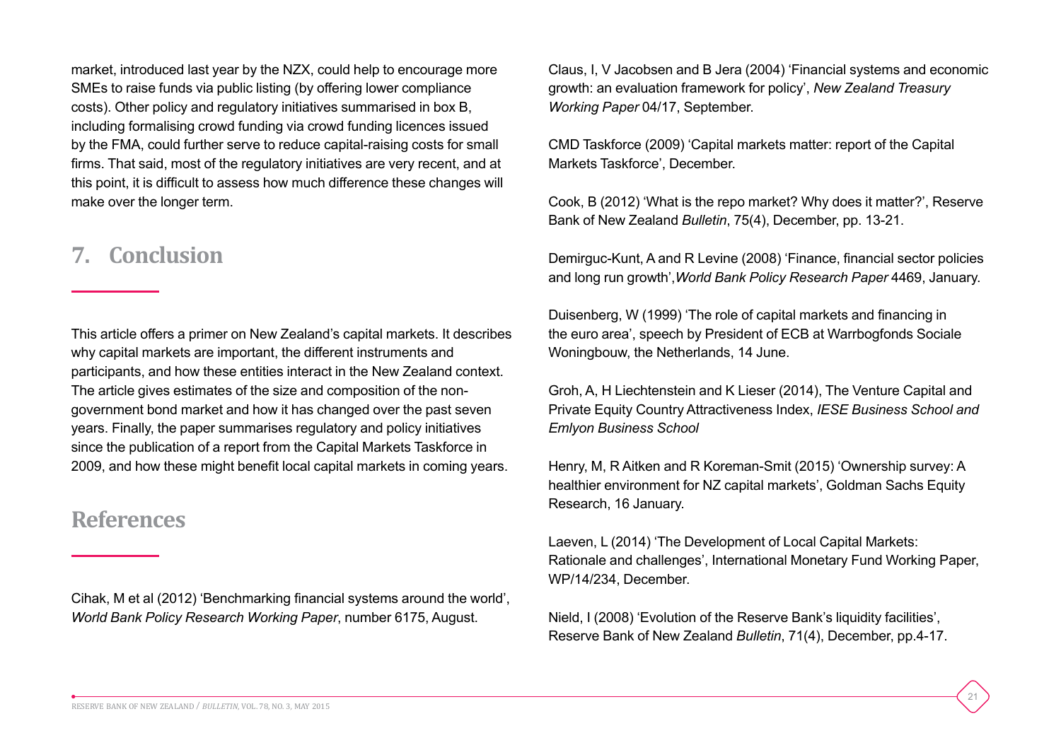market, introduced last year by the NZX, could help to encourage more SMEs to raise funds via public listing (by offering lower compliance costs). Other policy and regulatory initiatives summarised in box B, including formalising crowd funding via crowd funding licences issued by the FMA, could further serve to reduce capital-raising costs for small firms. That said, most of the regulatory initiatives are very recent, and at this point, it is difficult to assess how much difference these changes will make over the longer term.

## 7. Conclusion

This article offers a primer on New Zealand's capital markets. It describes why capital markets are important, the different instruments and participants, and how these entities interact in the New Zealand context. The article gives estimates of the size and composition of the non-government bond market and how it has changed over the past seven years. Finally, the paper summarises regulatory and policy initiatives since the publication of a report from the Capital Markets Taskforce in 2009, and how these might benefit local capital markets in coming years.

## References

Cihak, M et al (2012) 'Benchmarking financial systems around the world', *World Bank Policy Research Working Paper*, number 6175, August.

Claus, I, V Jacobsen and B Jera (2004) 'Financial systems and economic growth: an evaluation framework for policy', *New Zealand Treasury Working Paper* 04/17, September.

CMD Taskforce (2009) 'Capital markets matter: report of the Capital Markets Taskforce', December.

Cook, B (2012) 'What is the repo market? Why does it matter?', Reserve Bank of New Zealand *Bulletin*, 75(4), December, pp. 13-21.

Demirguc-Kunt, A and R Levine (2008) 'Finance, financial sector policies and long run growth',*World Bank Policy Research Paper* 4469, January.

Duisenberg, W (1999) 'The role of capital markets and financing in the euro area', speech by President of ECB at Warrbogfonds Sociale Woningbouw, the Netherlands, 14 June.

Groh, A, H Liechtenstein and K Lieser (2014), The Venture Capital and Private Equity Country Attractiveness Index, *IESE Business School and Emlyon Business School*

Henry, M, R Aitken and R Koreman-Smit (2015) 'Ownership survey: A healthier environment for NZ capital markets', Goldman Sachs Equity Research, 16 January.

Laeven, L (2014) 'The Development of Local Capital Markets: Rationale and challenges', International Monetary Fund Working Paper, WP/14/234, December.

Nield, I (2008) 'Evolution of the Reserve Bank's liquidity facilities', Reserve Bank of New Zealand *Bulletin*, 71(4), December, pp.4-17.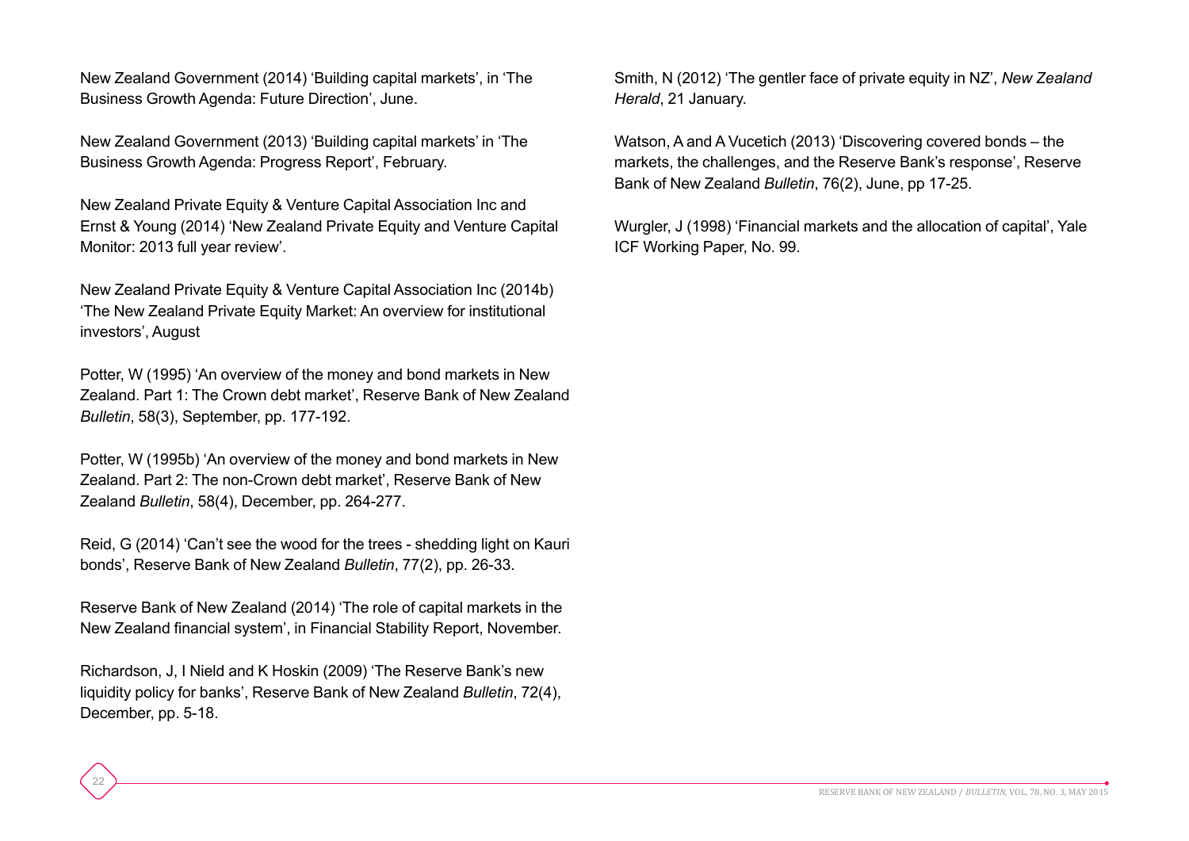New Zealand Government (2014) 'Building capital markets', in 'The Business Growth Agenda: Future Direction', June.

New Zealand Government (2013) 'Building capital markets' in 'The Business Growth Agenda: Progress Report', February.

New Zealand Private Equity & Venture Capital Association Inc and Ernst & Young (2014) 'New Zealand Private Equity and Venture Capital Monitor: 2013 full year review'.

New Zealand Private Equity & Venture Capital Association Inc (2014b) 'The New Zealand Private Equity Market: An overview for institutional investors', August

Potter, W (1995) 'An overview of the money and bond markets in New Zealand. Part 1: The Crown debt market', Reserve Bank of New Zealand *Bulletin*, 58(3), September, pp. 177-192.

Potter, W (1995b) 'An overview of the money and bond markets in New Zealand. Part 2: The non-Crown debt market', Reserve Bank of New Zealand *Bulletin*, 58(4), December, pp. 264-277.

Reid, G (2014) 'Can't see the wood for the trees - shedding light on Kauri bonds', Reserve Bank of New Zealand *Bulletin*, 77(2), pp. 26-33.

Reserve Bank of New Zealand (2014) 'The role of capital markets in the New Zealand financial system', in Financial Stability Report, November.

Richardson, J, I Nield and K Hoskin (2009) 'The Reserve Bank's new liquidity policy for banks', Reserve Bank of New Zealand *Bulletin*, 72(4), December, pp. 5-18.

Smith, N (2012) 'The gentler face of private equity in NZ', *New Zealand Herald*, 21 January.

Watson, A and A Vucetich (2013) 'Discovering covered bonds – the markets, the challenges, and the Reserve Bank's response', Reserve Bank of New Zealand *Bulletin*, 76(2), June, pp 17-25.

Wurgler, J (1998) 'Financial markets and the allocation of capital', Yale ICF Working Paper, No. 99.